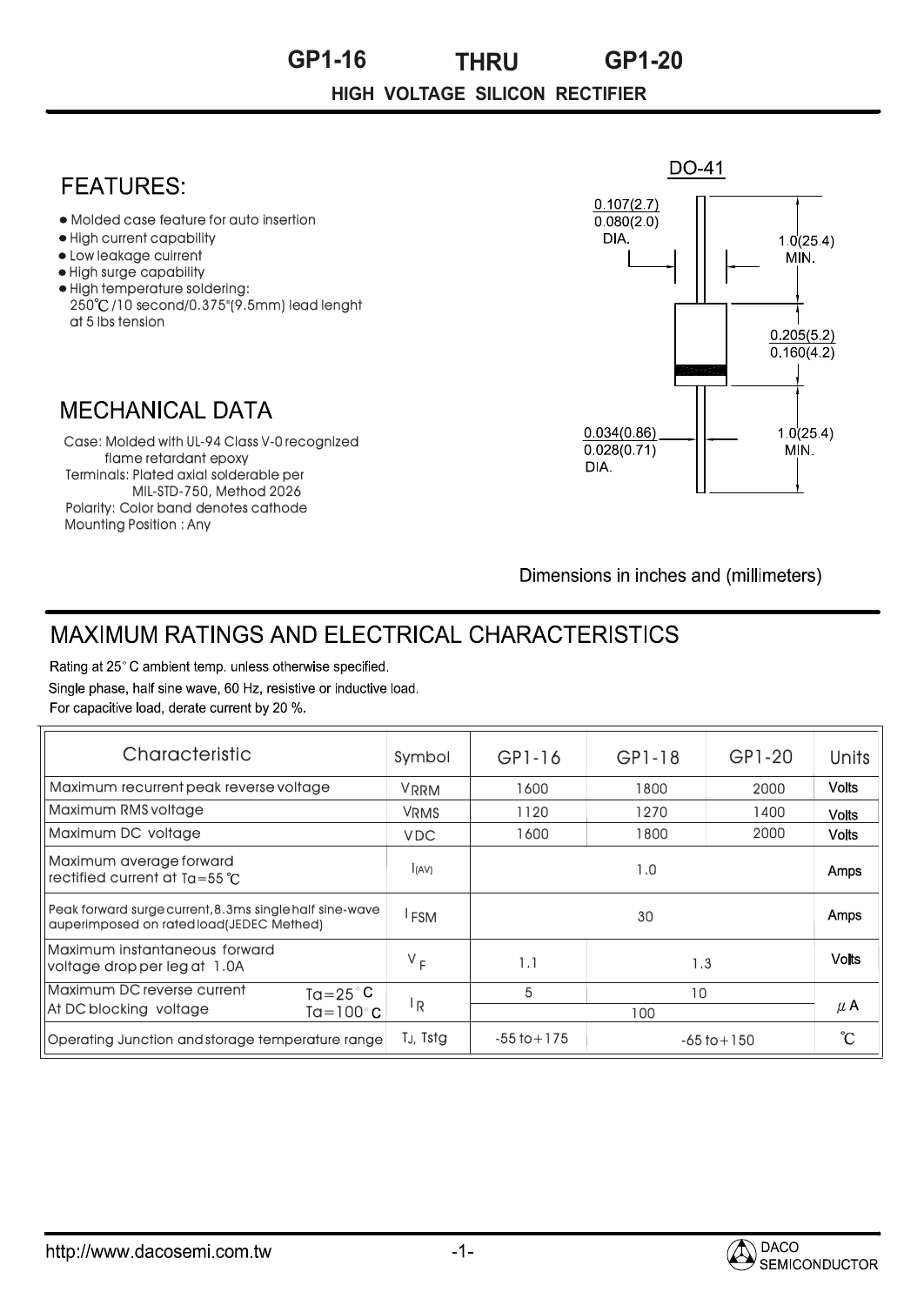# GP1-16 THRU GP1-20

## HIGH VOLTAGE SILICON RECTIFIER

## FEATURES:

- Molded case feature for auto insertion
- High current capability
- Low leakage cuirrent
- High surge capability
- High temperature soldering: 250℃/10 second/0.375"(9.5mm) lead lenght at 5 lbs tension

## MECHANICAL DATA

Case: Molded with UL-94 Class V-0 recognized flame retardant epoxy
Terminals: Plated axial solderable per MIL-STD-750, Method 2026
Polarity: Color band denotes cathode
Mounting Position : Any

DO-41

0.107(2.7)
0.080(2.0)
DIA.

1.0(25.4)
MIN.

0.205(5.2)
0.160(4.2)

0.034(0.86)
0.028(0.71)
DIA.

1.0(25.4)
MIN.

Dimensions in inches and (millimeters)

## MAXIMUM RATINGS AND ELECTRICAL CHARACTERISTICS

Rating at 25° C ambient temp. unless otherwise specified.
Single phase, half sine wave, 60 Hz, resistive or inductive load.
For capacitive load, derate current by 20 %.

| Characteristic | | Symbol | GP1-16 | GP1-18 | GP1-20 | Units |
|---|---|---|---|---|---|---|
| Maximum recurrent peak reverse voltage | | $V_{RRM}$ | 1600 | 1800 | 2000 | Volts |
| Maximum RMS voltage | | $V_{RMS}$ | 1120 | 1270 | 1400 | Volts |
| Maximum DC voltage | | $V_{DC}$ | 1600 | 1800 | 2000 | Volts |
| Maximum average forward rectified current at Ta=55 ℃ | | $I_{(AV)}$ | 1.0 | | | Amps |
| Peak forward surge current,8.3ms single half sine-wave auperimposed on rated load(JEDEC Methed) | | $I_{FSM}$ | 30 | | | Amps |
| Maximum instantaneous forward voltage drop per leg at 1.0A | | $V_F$ | 1.1 | 1.3 | | Volts |
| Maximum DC reverse current At DC blocking voltage | Ta=25° C | $I_R$ | 5 | 10 | | μA |
| | Ta=100° C | | 100 | | | |
| Operating Junction and storage temperature range | | $T_J$, Tstg | -55 to+175 | -65 to+150 | | ℃ |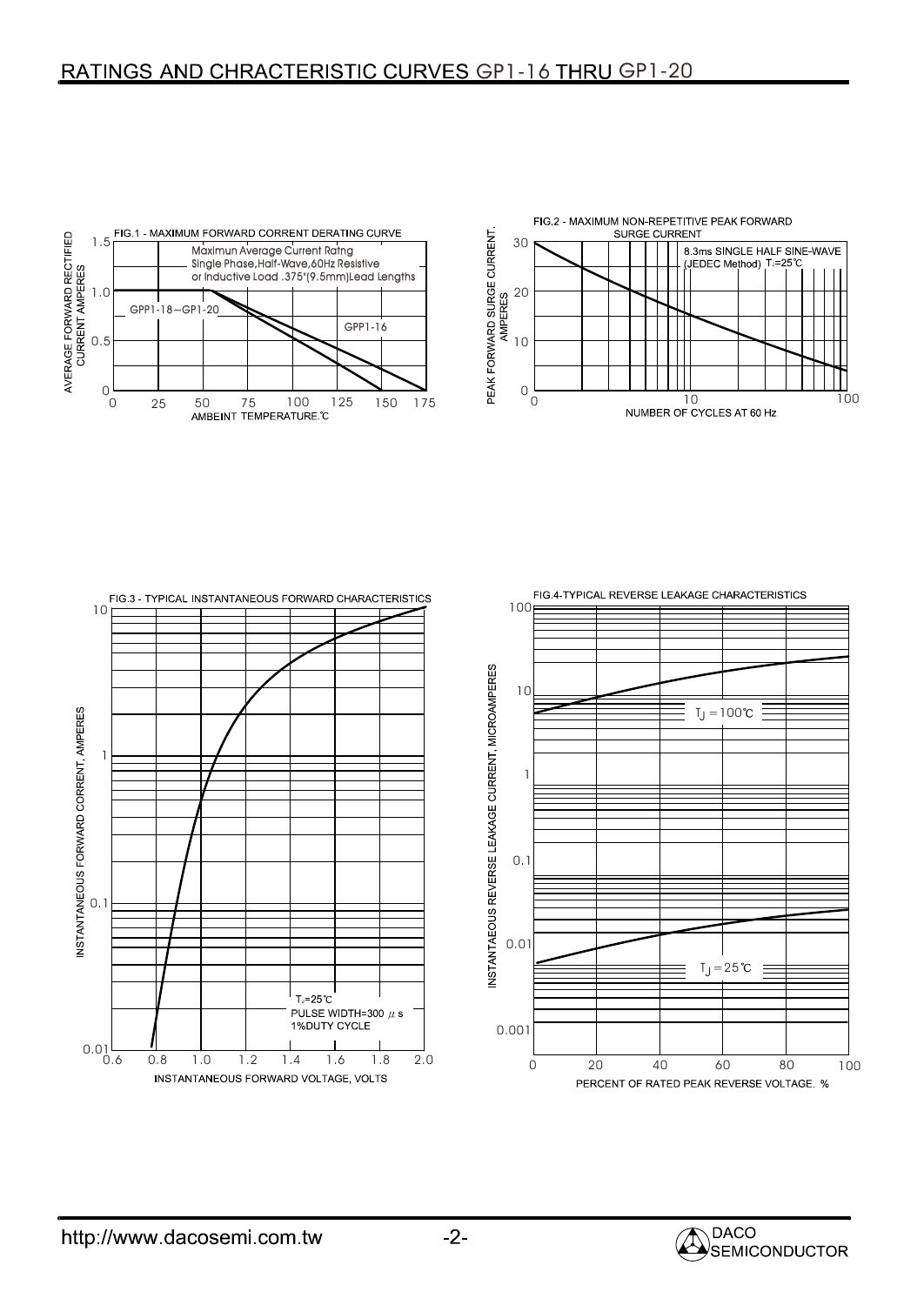## RATINGS AND CHRACTERISTIC CURVES GP1-16 THRU GP1-20

FIG.1 - MAXIMUM FORWARD CORRENT DERATING CURVE

AVERAGE FORWARD RECTIFIED CURRENT AMPERES

1.5
1.0
0.5
0

Maximun Average Current Ratng
Single Phase,Half-Wave,60Hz Resistive
or Inductive Load .375"(9.5mm)Lead Lengths

GPP1-18~GP1-20

GPP1-16

0 25 50 75 100 125 150 175

AMBEINT TEMPERATURE.℃

FIG.2 - MAXIMUM NON-REPETITIVE PEAK FORWARD SURGE CURRENT

PEAK FORWARD SURGE CURRENT. AMPERES

30
20
10
0

8.3ms SINGLE HALF SINE-WAVE
(JEDEC Method) $T_J$=25℃

0 10 100

NUMBER OF CYCLES AT 60 Hz

FIG.3 - TYPICAL INSTANTANEOUS FORWARD CHARACTERISTICS

INSTANTANEOUS FORWARD CORRENT, AMPERES

10
1
0.1
0.01

$T_J$=25℃
PULSE WIDTH=300 $\mu$ s
1%DUTY CYCLE

0.6 0.8 1.0 1.2 1.4 1.6 1.8 2.0

INSTANTANEOUS FORWARD VOLTAGE, VOLTS

FIG.4-TYPICAL REVERSE LEAKAGE CHARACTERISTICS

INSTANTAEOUS REVERSE LEAKAGE CURRENT, MICROAMPERES

100
10
1
0.1
0.01
0.001

$T_J$ =100℃

$T_J$ =25℃

0 20 40 60 80 100

PERCENT OF RATED PEAK REVERSE VOLTAGE. %